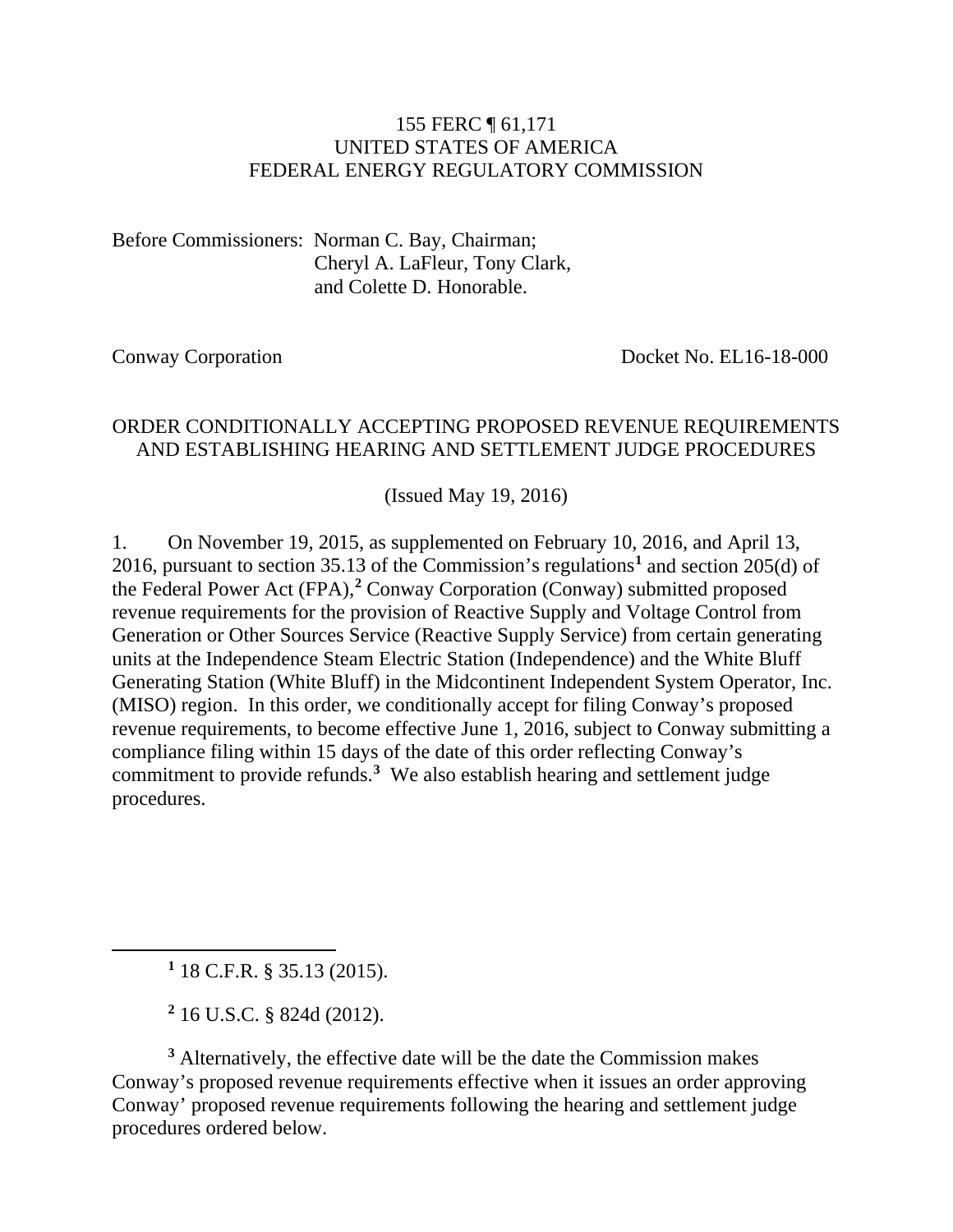155 FERC ¶ 61,171
UNITED STATES OF AMERICA
FEDERAL ENERGY REGULATORY COMMISSION

Before Commissioners: Norman C. Bay, Chairman;
Cheryl A. LaFleur, Tony Clark,
and Colette D. Honorable.

Conway Corporation Docket No. EL16-18-000

ORDER CONDITIONALLY ACCEPTING PROPOSED REVENUE REQUIREMENTS AND ESTABLISHING HEARING AND SETTLEMENT JUDGE PROCEDURES

(Issued May 19, 2016)

1. On November 19, 2015, as supplemented on February 10, 2016, and April 13, 2016, pursuant to section 35.13 of the Commission's regulations[1] and section 205(d) of the Federal Power Act (FPA),[2] Conway Corporation (Conway) submitted proposed revenue requirements for the provision of Reactive Supply and Voltage Control from Generation or Other Sources Service (Reactive Supply Service) from certain generating units at the Independence Steam Electric Station (Independence) and the White Bluff Generating Station (White Bluff) in the Midcontinent Independent System Operator, Inc. (MISO) region. In this order, we conditionally accept for filing Conway's proposed revenue requirements, to become effective June 1, 2016, subject to Conway submitting a compliance filing within 15 days of the date of this order reflecting Conway's commitment to provide refunds.[3] We also establish hearing and settlement judge procedures.

[1] 18 C.F.R. § 35.13 (2015).

[2] 16 U.S.C. § 824d (2012).

[3] Alternatively, the effective date will be the date the Commission makes Conway's proposed revenue requirements effective when it issues an order approving Conway' proposed revenue requirements following the hearing and settlement judge procedures ordered below.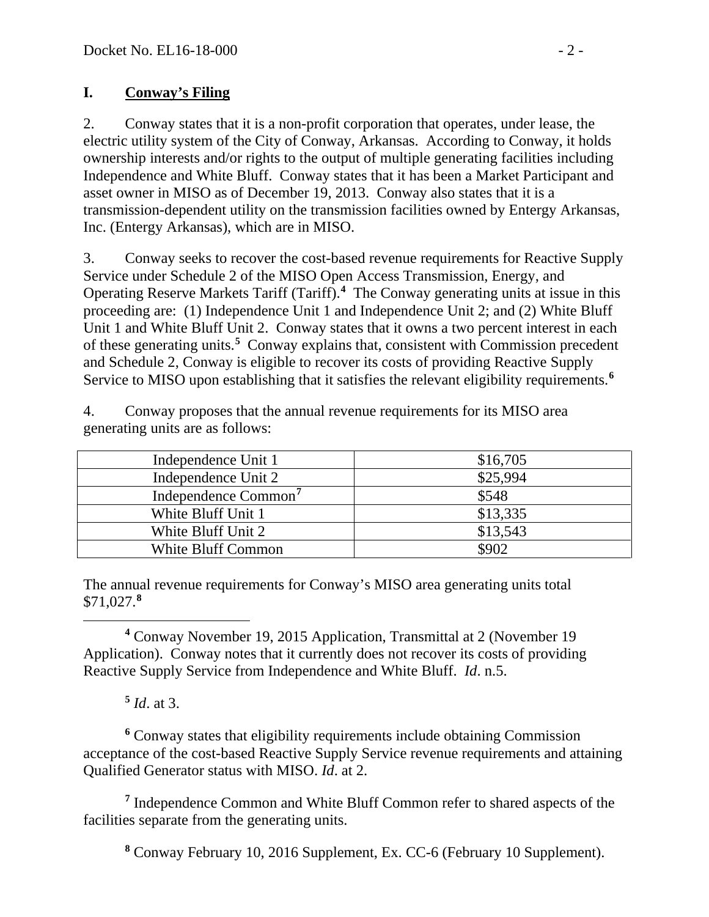## I. Conway's Filing

2. Conway states that it is a non-profit corporation that operates, under lease, the electric utility system of the City of Conway, Arkansas. According to Conway, it holds ownership interests and/or rights to the output of multiple generating facilities including Independence and White Bluff. Conway states that it has been a Market Participant and asset owner in MISO as of December 19, 2013. Conway also states that it is a transmission-dependent utility on the transmission facilities owned by Entergy Arkansas, Inc. (Entergy Arkansas), which are in MISO.

3. Conway seeks to recover the cost-based revenue requirements for Reactive Supply Service under Schedule 2 of the MISO Open Access Transmission, Energy, and Operating Reserve Markets Tariff (Tariff).[4] The Conway generating units at issue in this proceeding are: (1) Independence Unit 1 and Independence Unit 2; and (2) White Bluff Unit 1 and White Bluff Unit 2. Conway states that it owns a two percent interest in each of these generating units.[5] Conway explains that, consistent with Commission precedent and Schedule 2, Conway is eligible to recover its costs of providing Reactive Supply Service to MISO upon establishing that it satisfies the relevant eligibility requirements.[6]

4. Conway proposes that the annual revenue requirements for its MISO area generating units are as follows:

| | |
|---|---|
| Independence Unit 1 | $16,705 |
| Independence Unit 2 | $25,994 |
| Independence Common[7] | $548 |
| White Bluff Unit 1 | $13,335 |
| White Bluff Unit 2 | $13,543 |
| White Bluff Common | $902 |

The annual revenue requirements for Conway's MISO area generating units total $71,027.[8]

---

[4] Conway November 19, 2015 Application, Transmittal at 2 (November 19 Application). Conway notes that it currently does not recover its costs of providing Reactive Supply Service from Independence and White Bluff. *Id*. n.5.

[5] *Id*. at 3.

[6] Conway states that eligibility requirements include obtaining Commission acceptance of the cost-based Reactive Supply Service revenue requirements and attaining Qualified Generator status with MISO. *Id*. at 2.

[7] Independence Common and White Bluff Common refer to shared aspects of the facilities separate from the generating units.

[8] Conway February 10, 2016 Supplement, Ex. CC-6 (February 10 Supplement).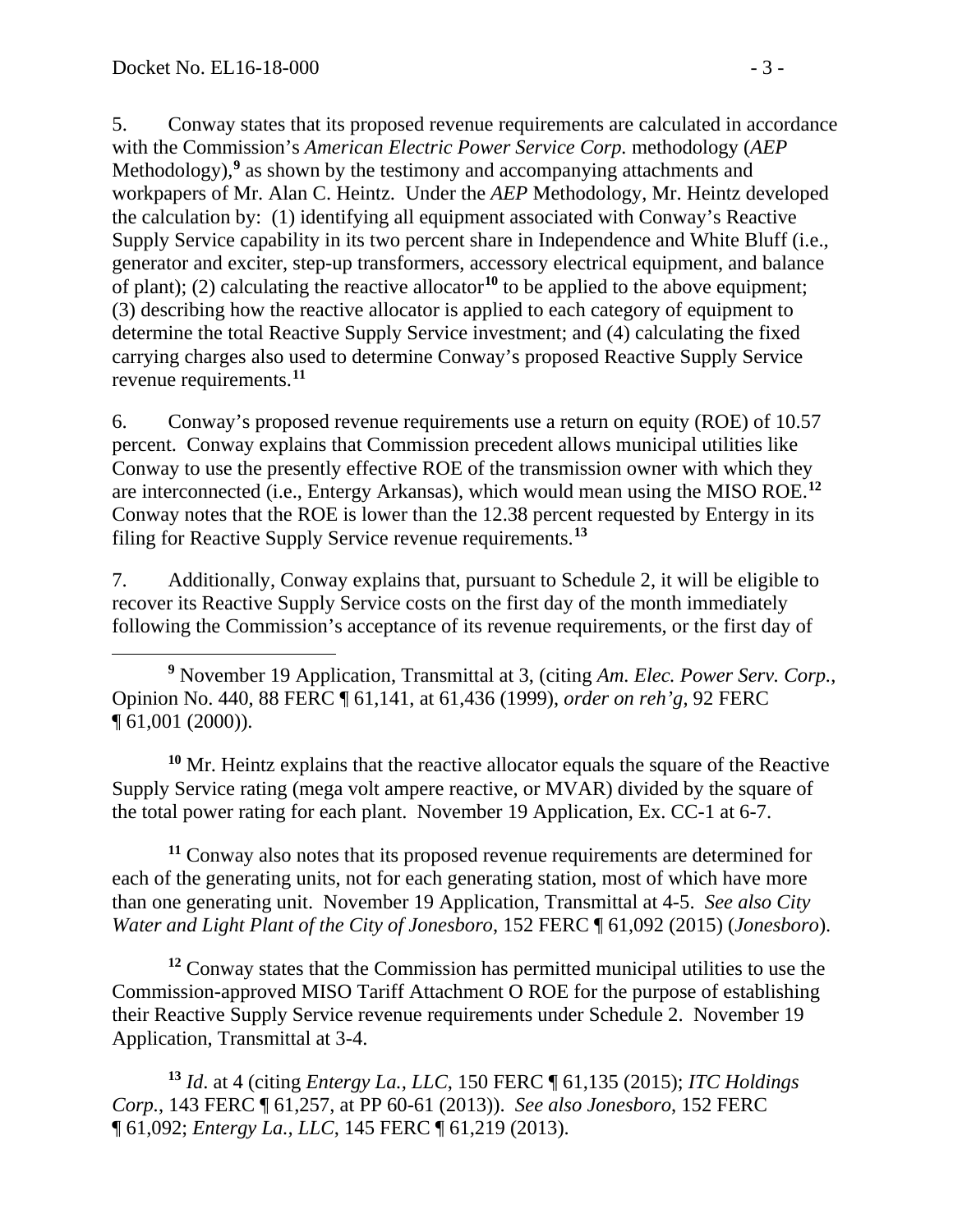5. Conway states that its proposed revenue requirements are calculated in accordance with the Commission's *American Electric Power Service Corp.* methodology (*AEP* Methodology),[9] as shown by the testimony and accompanying attachments and workpapers of Mr. Alan C. Heintz. Under the *AEP* Methodology, Mr. Heintz developed the calculation by: (1) identifying all equipment associated with Conway's Reactive Supply Service capability in its two percent share in Independence and White Bluff (i.e., generator and exciter, step-up transformers, accessory electrical equipment, and balance of plant); (2) calculating the reactive allocator[10] to be applied to the above equipment; (3) describing how the reactive allocator is applied to each category of equipment to determine the total Reactive Supply Service investment; and (4) calculating the fixed carrying charges also used to determine Conway's proposed Reactive Supply Service revenue requirements.[11]

6. Conway's proposed revenue requirements use a return on equity (ROE) of 10.57 percent. Conway explains that Commission precedent allows municipal utilities like Conway to use the presently effective ROE of the transmission owner with which they are interconnected (i.e., Entergy Arkansas), which would mean using the MISO ROE.[12] Conway notes that the ROE is lower than the 12.38 percent requested by Entergy in its filing for Reactive Supply Service revenue requirements.[13]

7. Additionally, Conway explains that, pursuant to Schedule 2, it will be eligible to recover its Reactive Supply Service costs on the first day of the month immediately following the Commission's acceptance of its revenue requirements, or the first day of

---

[9] November 19 Application, Transmittal at 3, (citing *Am. Elec. Power Serv. Corp.*, Opinion No. 440, 88 FERC ¶ 61,141, at 61,436 (1999), *order on reh'g*, 92 FERC ¶ 61,001 (2000)).

[10] Mr. Heintz explains that the reactive allocator equals the square of the Reactive Supply Service rating (mega volt ampere reactive, or MVAR) divided by the square of the total power rating for each plant. November 19 Application, Ex. CC-1 at 6-7.

[11] Conway also notes that its proposed revenue requirements are determined for each of the generating units, not for each generating station, most of which have more than one generating unit. November 19 Application, Transmittal at 4-5. *See also City Water and Light Plant of the City of Jonesboro*, 152 FERC ¶ 61,092 (2015) (*Jonesboro*).

[12] Conway states that the Commission has permitted municipal utilities to use the Commission-approved MISO Tariff Attachment O ROE for the purpose of establishing their Reactive Supply Service revenue requirements under Schedule 2. November 19 Application, Transmittal at 3-4.

[13] *Id.* at 4 (citing *Entergy La., LLC*, 150 FERC ¶ 61,135 (2015); *ITC Holdings Corp.*, 143 FERC ¶ 61,257, at PP 60-61 (2013)). *See also Jonesboro*, 152 FERC ¶ 61,092; *Entergy La., LLC*, 145 FERC ¶ 61,219 (2013).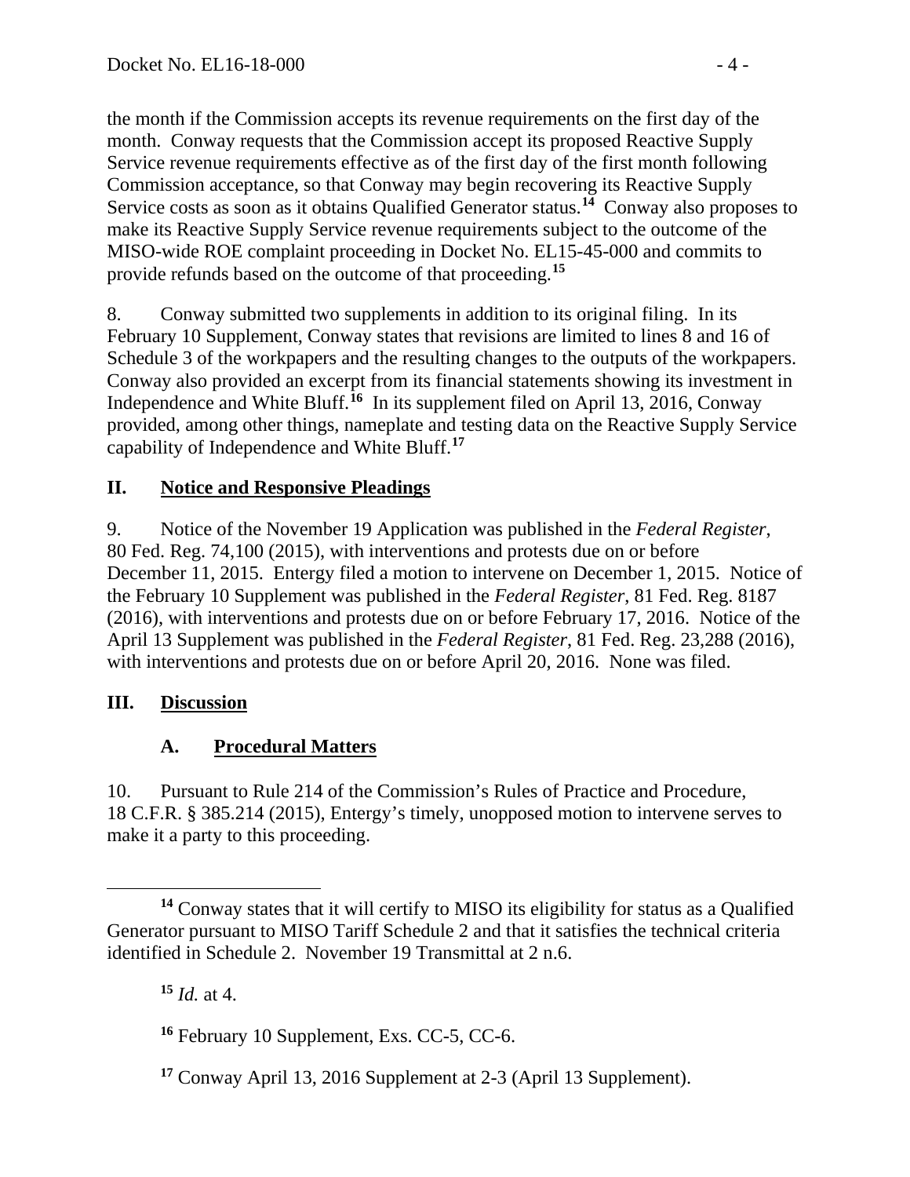the month if the Commission accepts its revenue requirements on the first day of the month. Conway requests that the Commission accept its proposed Reactive Supply Service revenue requirements effective as of the first day of the first month following Commission acceptance, so that Conway may begin recovering its Reactive Supply Service costs as soon as it obtains Qualified Generator status.[14] Conway also proposes to make its Reactive Supply Service revenue requirements subject to the outcome of the MISO-wide ROE complaint proceeding in Docket No. EL15-45-000 and commits to provide refunds based on the outcome of that proceeding.[15]

8. Conway submitted two supplements in addition to its original filing. In its February 10 Supplement, Conway states that revisions are limited to lines 8 and 16 of Schedule 3 of the workpapers and the resulting changes to the outputs of the workpapers. Conway also provided an excerpt from its financial statements showing its investment in Independence and White Bluff.[16] In its supplement filed on April 13, 2016, Conway provided, among other things, nameplate and testing data on the Reactive Supply Service capability of Independence and White Bluff.[17]

## II. Notice and Responsive Pleadings

9. Notice of the November 19 Application was published in the *Federal Register*, 80 Fed. Reg. 74,100 (2015), with interventions and protests due on or before December 11, 2015. Entergy filed a motion to intervene on December 1, 2015. Notice of the February 10 Supplement was published in the *Federal Register*, 81 Fed. Reg. 8187 (2016), with interventions and protests due on or before February 17, 2016. Notice of the April 13 Supplement was published in the *Federal Register*, 81 Fed. Reg. 23,288 (2016), with interventions and protests due on or before April 20, 2016. None was filed.

## III. Discussion

### A. Procedural Matters

10. Pursuant to Rule 214 of the Commission's Rules of Practice and Procedure, 18 C.F.R. § 385.214 (2015), Entergy's timely, unopposed motion to intervene serves to make it a party to this proceeding.

---

[14] Conway states that it will certify to MISO its eligibility for status as a Qualified Generator pursuant to MISO Tariff Schedule 2 and that it satisfies the technical criteria identified in Schedule 2. November 19 Transmittal at 2 n.6.

[15] *Id.* at 4.

[16] February 10 Supplement, Exs. CC-5, CC-6.

[17] Conway April 13, 2016 Supplement at 2-3 (April 13 Supplement).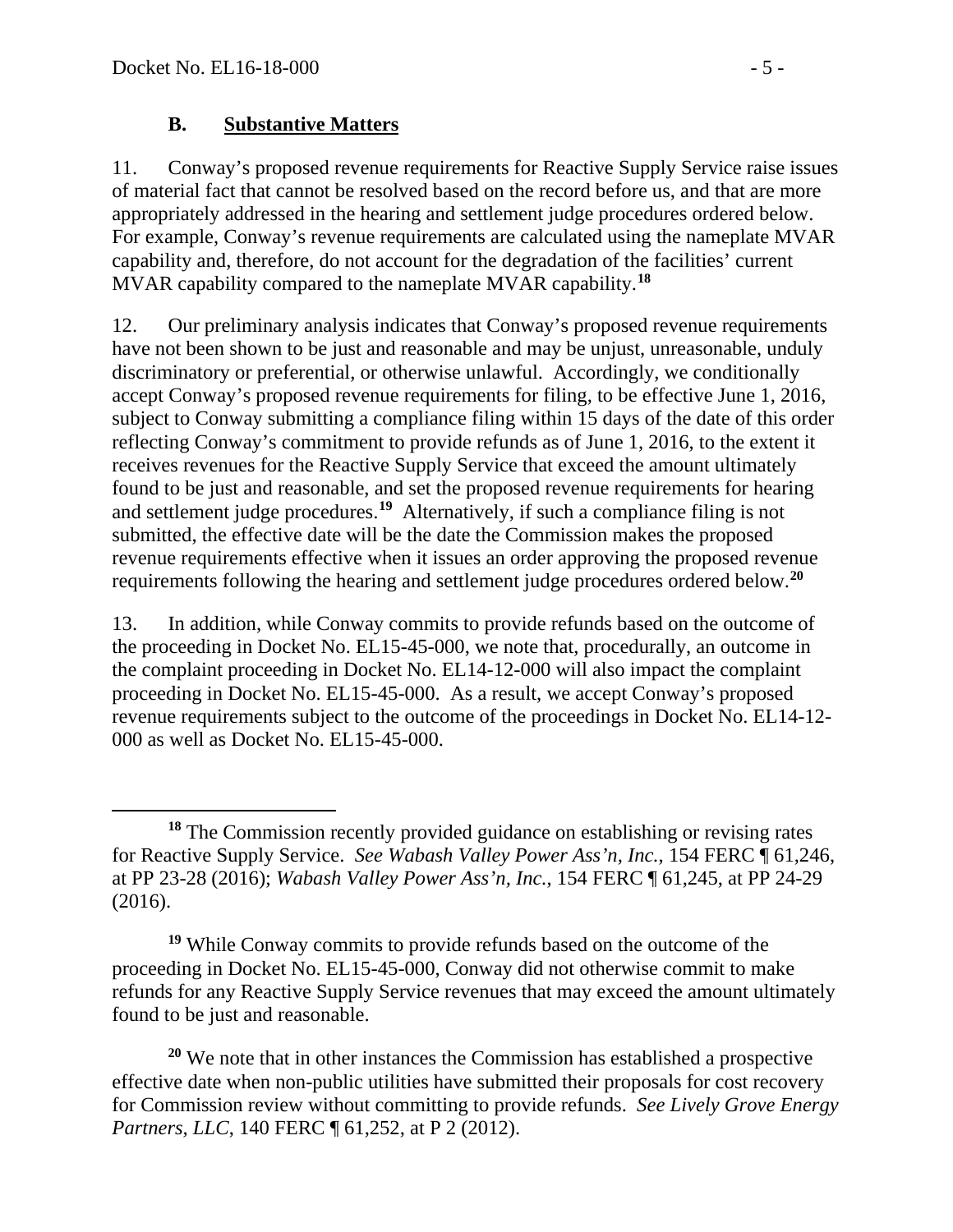### B. Substantive Matters

11. Conway's proposed revenue requirements for Reactive Supply Service raise issues of material fact that cannot be resolved based on the record before us, and that are more appropriately addressed in the hearing and settlement judge procedures ordered below. For example, Conway's revenue requirements are calculated using the nameplate MVAR capability and, therefore, do not account for the degradation of the facilities' current MVAR capability compared to the nameplate MVAR capability.[18]

12. Our preliminary analysis indicates that Conway's proposed revenue requirements have not been shown to be just and reasonable and may be unjust, unreasonable, unduly discriminatory or preferential, or otherwise unlawful. Accordingly, we conditionally accept Conway's proposed revenue requirements for filing, to be effective June 1, 2016, subject to Conway submitting a compliance filing within 15 days of the date of this order reflecting Conway's commitment to provide refunds as of June 1, 2016, to the extent it receives revenues for the Reactive Supply Service that exceed the amount ultimately found to be just and reasonable, and set the proposed revenue requirements for hearing and settlement judge procedures.[19] Alternatively, if such a compliance filing is not submitted, the effective date will be the date the Commission makes the proposed revenue requirements effective when it issues an order approving the proposed revenue requirements following the hearing and settlement judge procedures ordered below.[20]

13. In addition, while Conway commits to provide refunds based on the outcome of the proceeding in Docket No. EL15-45-000, we note that, procedurally, an outcome in the complaint proceeding in Docket No. EL14-12-000 will also impact the complaint proceeding in Docket No. EL15-45-000. As a result, we accept Conway's proposed revenue requirements subject to the outcome of the proceedings in Docket No. EL14-12-000 as well as Docket No. EL15-45-000.

---

[18] The Commission recently provided guidance on establishing or revising rates for Reactive Supply Service. *See Wabash Valley Power Ass'n, Inc.*, 154 FERC ¶ 61,246, at PP 23-28 (2016); *Wabash Valley Power Ass'n, Inc.*, 154 FERC ¶ 61,245, at PP 24-29 (2016).

[19] While Conway commits to provide refunds based on the outcome of the proceeding in Docket No. EL15-45-000, Conway did not otherwise commit to make refunds for any Reactive Supply Service revenues that may exceed the amount ultimately found to be just and reasonable.

[20] We note that in other instances the Commission has established a prospective effective date when non-public utilities have submitted their proposals for cost recovery for Commission review without committing to provide refunds. *See Lively Grove Energy Partners, LLC*, 140 FERC ¶ 61,252, at P 2 (2012).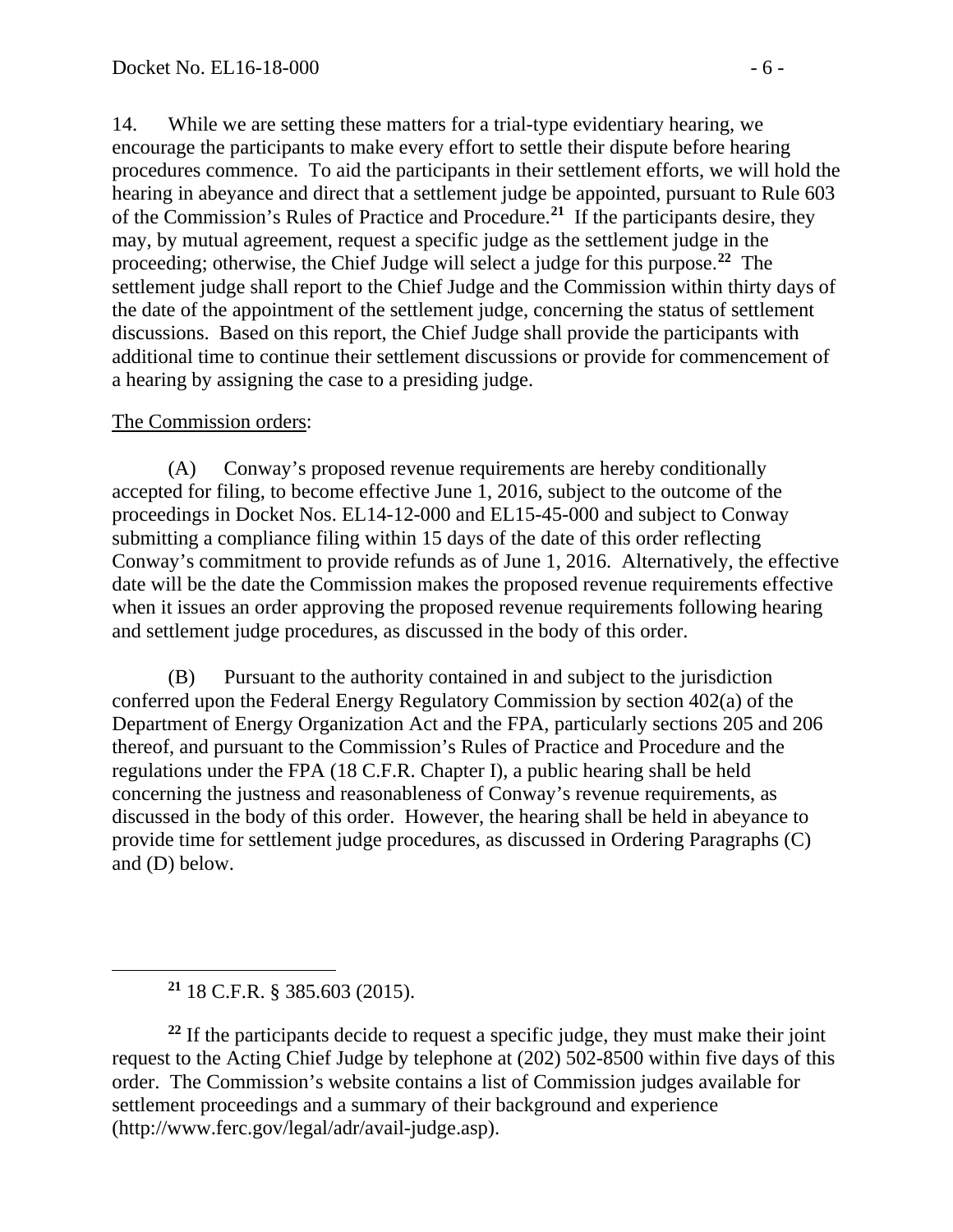14. While we are setting these matters for a trial-type evidentiary hearing, we encourage the participants to make every effort to settle their dispute before hearing procedures commence. To aid the participants in their settlement efforts, we will hold the hearing in abeyance and direct that a settlement judge be appointed, pursuant to Rule 603 of the Commission's Rules of Practice and Procedure.[21] If the participants desire, they may, by mutual agreement, request a specific judge as the settlement judge in the proceeding; otherwise, the Chief Judge will select a judge for this purpose.[22] The settlement judge shall report to the Chief Judge and the Commission within thirty days of the date of the appointment of the settlement judge, concerning the status of settlement discussions. Based on this report, the Chief Judge shall provide the participants with additional time to continue their settlement discussions or provide for commencement of a hearing by assigning the case to a presiding judge.

The Commission orders:

(A) Conway's proposed revenue requirements are hereby conditionally accepted for filing, to become effective June 1, 2016, subject to the outcome of the proceedings in Docket Nos. EL14-12-000 and EL15-45-000 and subject to Conway submitting a compliance filing within 15 days of the date of this order reflecting Conway's commitment to provide refunds as of June 1, 2016. Alternatively, the effective date will be the date the Commission makes the proposed revenue requirements effective when it issues an order approving the proposed revenue requirements following hearing and settlement judge procedures, as discussed in the body of this order.

(B) Pursuant to the authority contained in and subject to the jurisdiction conferred upon the Federal Energy Regulatory Commission by section 402(a) of the Department of Energy Organization Act and the FPA, particularly sections 205 and 206 thereof, and pursuant to the Commission's Rules of Practice and Procedure and the regulations under the FPA (18 C.F.R. Chapter I), a public hearing shall be held concerning the justness and reasonableness of Conway's revenue requirements, as discussed in the body of this order. However, the hearing shall be held in abeyance to provide time for settlement judge procedures, as discussed in Ordering Paragraphs (C) and (D) below.

---

[21] 18 C.F.R. § 385.603 (2015).

[22] If the participants decide to request a specific judge, they must make their joint request to the Acting Chief Judge by telephone at (202) 502-8500 within five days of this order. The Commission's website contains a list of Commission judges available for settlement proceedings and a summary of their background and experience (http://www.ferc.gov/legal/adr/avail-judge.asp).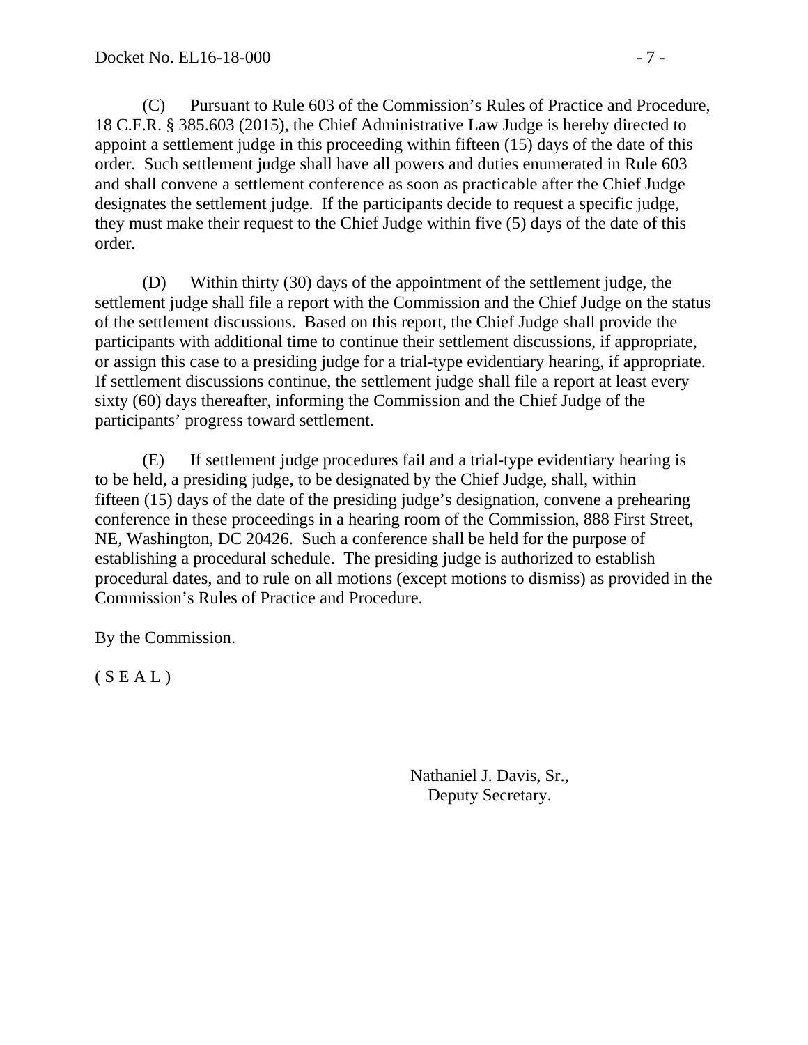(C) Pursuant to Rule 603 of the Commission's Rules of Practice and Procedure, 18 C.F.R. § 385.603 (2015), the Chief Administrative Law Judge is hereby directed to appoint a settlement judge in this proceeding within fifteen (15) days of the date of this order. Such settlement judge shall have all powers and duties enumerated in Rule 603 and shall convene a settlement conference as soon as practicable after the Chief Judge designates the settlement judge. If the participants decide to request a specific judge, they must make their request to the Chief Judge within five (5) days of the date of this order.

(D) Within thirty (30) days of the appointment of the settlement judge, the settlement judge shall file a report with the Commission and the Chief Judge on the status of the settlement discussions. Based on this report, the Chief Judge shall provide the participants with additional time to continue their settlement discussions, if appropriate, or assign this case to a presiding judge for a trial-type evidentiary hearing, if appropriate. If settlement discussions continue, the settlement judge shall file a report at least every sixty (60) days thereafter, informing the Commission and the Chief Judge of the participants' progress toward settlement.

(E) If settlement judge procedures fail and a trial-type evidentiary hearing is to be held, a presiding judge, to be designated by the Chief Judge, shall, within fifteen (15) days of the date of the presiding judge's designation, convene a prehearing conference in these proceedings in a hearing room of the Commission, 888 First Street, NE, Washington, DC 20426. Such a conference shall be held for the purpose of establishing a procedural schedule. The presiding judge is authorized to establish procedural dates, and to rule on all motions (except motions to dismiss) as provided in the Commission's Rules of Practice and Procedure.

By the Commission.

( S E A L )

Nathaniel J. Davis, Sr.,
Deputy Secretary.